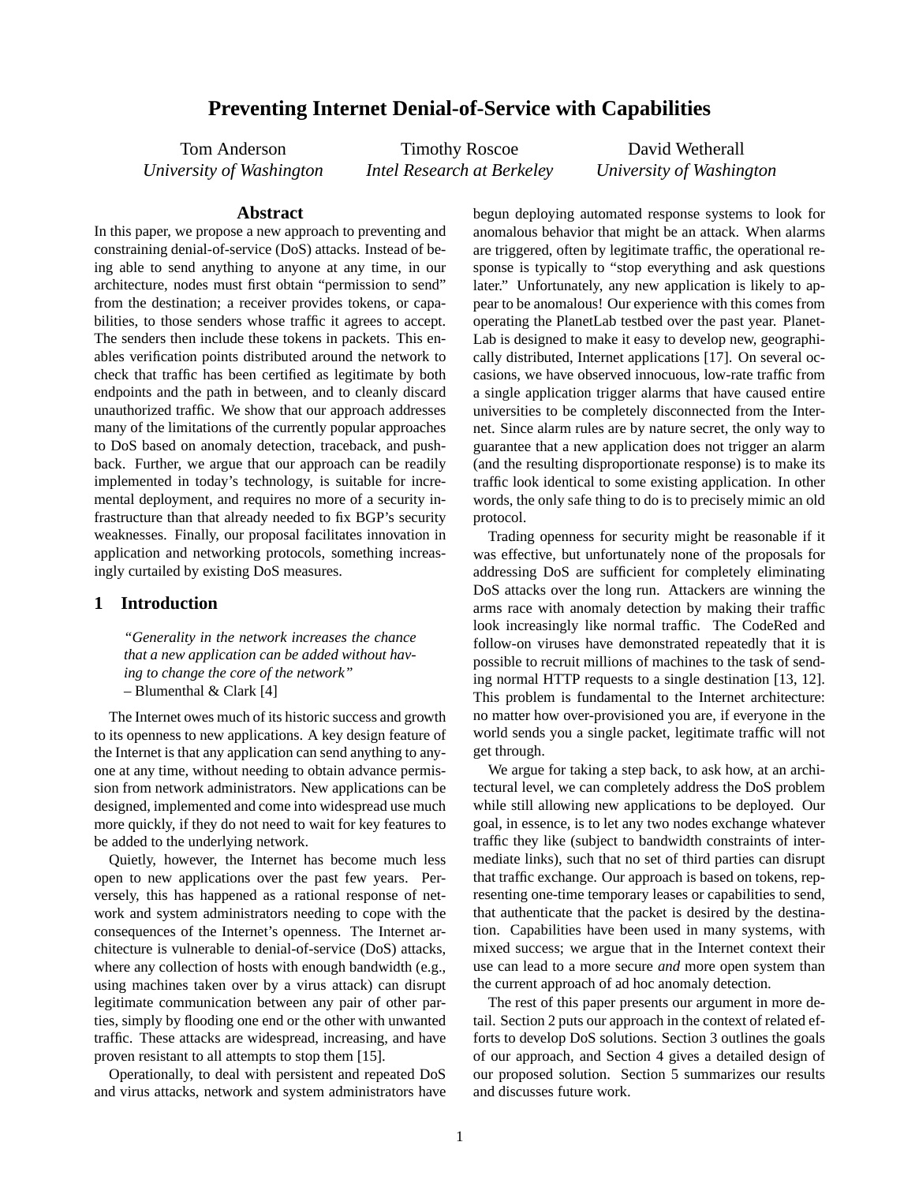# Preventing Internet Denial-of-Service with Capabilities

Tom Anderson
*University of Washington*

Timothy Roscoe
*Intel Research at Berkeley*

David Wetherall
*University of Washington*

## Abstract

In this paper, we propose a new approach to preventing and constraining denial-of-service (DoS) attacks. Instead of being able to send anything to anyone at any time, in our architecture, nodes must first obtain "permission to send" from the destination; a receiver provides tokens, or capabilities, to those senders whose traffic it agrees to accept. The senders then include these tokens in packets. This enables verification points distributed around the network to check that traffic has been certified as legitimate by both endpoints and the path in between, and to cleanly discard unauthorized traffic. We show that our approach addresses many of the limitations of the currently popular approaches to DoS based on anomaly detection, traceback, and pushback. Further, we argue that our approach can be readily implemented in today's technology, is suitable for incremental deployment, and requires no more of a security infrastructure than that already needed to fix BGP's security weaknesses. Finally, our proposal facilitates innovation in application and networking protocols, something increasingly curtailed by existing DoS measures.

## 1 Introduction

> *"Generality in the network increases the chance that a new application can be added without having to change the core of the network"*
> – Blumenthal & Clark [4]

The Internet owes much of its historic success and growth to its openness to new applications. A key design feature of the Internet is that any application can send anything to anyone at any time, without needing to obtain advance permission from network administrators. New applications can be designed, implemented and come into widespread use much more quickly, if they do not need to wait for key features to be added to the underlying network.

Quietly, however, the Internet has become much less open to new applications over the past few years. Perversely, this has happened as a rational response of network and system administrators needing to cope with the consequences of the Internet's openness. The Internet architecture is vulnerable to denial-of-service (DoS) attacks, where any collection of hosts with enough bandwidth (e.g., using machines taken over by a virus attack) can disrupt legitimate communication between any pair of other parties, simply by flooding one end or the other with unwanted traffic. These attacks are widespread, increasing, and have proven resistant to all attempts to stop them [15].

Operationally, to deal with persistent and repeated DoS and virus attacks, network and system administrators have begun deploying automated response systems to look for anomalous behavior that might be an attack. When alarms are triggered, often by legitimate traffic, the operational response is typically to "stop everything and ask questions later." Unfortunately, any new application is likely to appear to be anomalous! Our experience with this comes from operating the PlanetLab testbed over the past year. PlanetLab is designed to make it easy to develop new, geographically distributed, Internet applications [17]. On several occasions, we have observed innocuous, low-rate traffic from a single application trigger alarms that have caused entire universities to be completely disconnected from the Internet. Since alarm rules are by nature secret, the only way to guarantee that a new application does not trigger an alarm (and the resulting disproportionate response) is to make its traffic look identical to some existing application. In other words, the only safe thing to do is to precisely mimic an old protocol.

Trading openness for security might be reasonable if it was effective, but unfortunately none of the proposals for addressing DoS are sufficient for completely eliminating DoS attacks over the long run. Attackers are winning the arms race with anomaly detection by making their traffic look increasingly like normal traffic. The CodeRed and follow-on viruses have demonstrated repeatedly that it is possible to recruit millions of machines to the task of sending normal HTTP requests to a single destination [13, 12]. This problem is fundamental to the Internet architecture: no matter how over-provisioned you are, if everyone in the world sends you a single packet, legitimate traffic will not get through.

We argue for taking a step back, to ask how, at an architectural level, we can completely address the DoS problem while still allowing new applications to be deployed. Our goal, in essence, is to let any two nodes exchange whatever traffic they like (subject to bandwidth constraints of intermediate links), such that no set of third parties can disrupt that traffic exchange. Our approach is based on tokens, representing one-time temporary leases or capabilities to send, that authenticate that the packet is desired by the destination. Capabilities have been used in many systems, with mixed success; we argue that in the Internet context their use can lead to a more secure *and* more open system than the current approach of ad hoc anomaly detection.

The rest of this paper presents our argument in more detail. Section 2 puts our approach in the context of related efforts to develop DoS solutions. Section 3 outlines the goals of our approach, and Section 4 gives a detailed design of our proposed solution. Section 5 summarizes our results and discusses future work.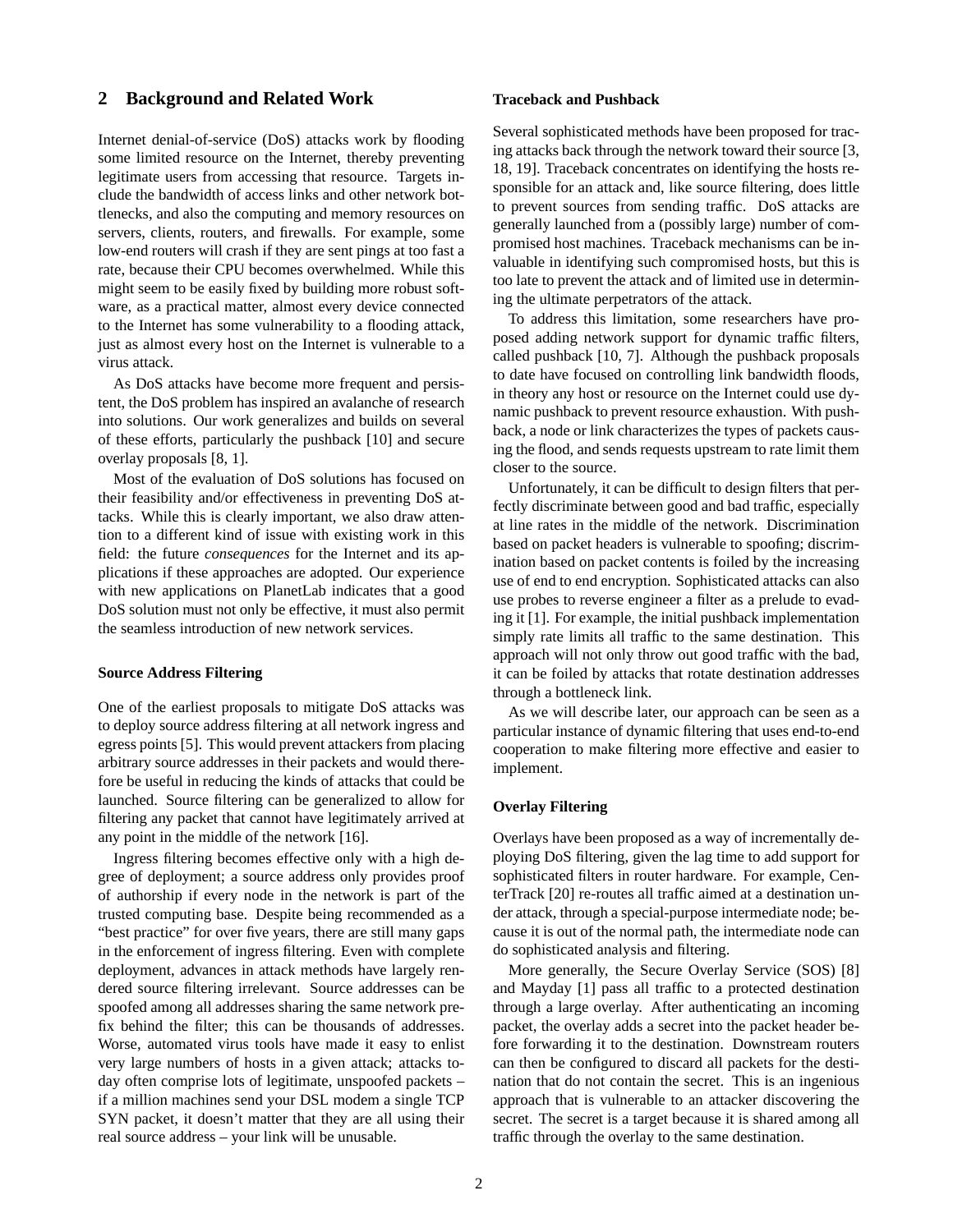## 2 Background and Related Work

Internet denial-of-service (DoS) attacks work by flooding some limited resource on the Internet, thereby preventing legitimate users from accessing that resource. Targets include the bandwidth of access links and other network bottlenecks, and also the computing and memory resources on servers, clients, routers, and firewalls. For example, some low-end routers will crash if they are sent pings at too fast a rate, because their CPU becomes overwhelmed. While this might seem to be easily fixed by building more robust software, as a practical matter, almost every device connected to the Internet has some vulnerability to a flooding attack, just as almost every host on the Internet is vulnerable to a virus attack.

As DoS attacks have become more frequent and persistent, the DoS problem has inspired an avalanche of research into solutions. Our work generalizes and builds on several of these efforts, particularly the pushback [10] and secure overlay proposals [8, 1].

Most of the evaluation of DoS solutions has focused on their feasibility and/or effectiveness in preventing DoS attacks. While this is clearly important, we also draw attention to a different kind of issue with existing work in this field: the future *consequences* for the Internet and its applications if these approaches are adopted. Our experience with new applications on PlanetLab indicates that a good DoS solution must not only be effective, it must also permit the seamless introduction of new network services.

#### Source Address Filtering

One of the earliest proposals to mitigate DoS attacks was to deploy source address filtering at all network ingress and egress points [5]. This would prevent attackers from placing arbitrary source addresses in their packets and would therefore be useful in reducing the kinds of attacks that could be launched. Source filtering can be generalized to allow for filtering any packet that cannot have legitimately arrived at any point in the middle of the network [16].

Ingress filtering becomes effective only with a high degree of deployment; a source address only provides proof of authorship if every node in the network is part of the trusted computing base. Despite being recommended as a "best practice" for over five years, there are still many gaps in the enforcement of ingress filtering. Even with complete deployment, advances in attack methods have largely rendered source filtering irrelevant. Source addresses can be spoofed among all addresses sharing the same network prefix behind the filter; this can be thousands of addresses. Worse, automated virus tools have made it easy to enlist very large numbers of hosts in a given attack; attacks today often comprise lots of legitimate, unspoofed packets – if a million machines send your DSL modem a single TCP SYN packet, it doesn't matter that they are all using their real source address – your link will be unusable.

#### Traceback and Pushback

Several sophisticated methods have been proposed for tracing attacks back through the network toward their source [3, 18, 19]. Traceback concentrates on identifying the hosts responsible for an attack and, like source filtering, does little to prevent sources from sending traffic. DoS attacks are generally launched from a (possibly large) number of compromised host machines. Traceback mechanisms can be invaluable in identifying such compromised hosts, but this is too late to prevent the attack and of limited use in determining the ultimate perpetrators of the attack.

To address this limitation, some researchers have proposed adding network support for dynamic traffic filters, called pushback [10, 7]. Although the pushback proposals to date have focused on controlling link bandwidth floods, in theory any host or resource on the Internet could use dynamic pushback to prevent resource exhaustion. With pushback, a node or link characterizes the types of packets causing the flood, and sends requests upstream to rate limit them closer to the source.

Unfortunately, it can be difficult to design filters that perfectly discriminate between good and bad traffic, especially at line rates in the middle of the network. Discrimination based on packet headers is vulnerable to spoofing; discrimination based on packet contents is foiled by the increasing use of end to end encryption. Sophisticated attacks can also use probes to reverse engineer a filter as a prelude to evading it [1]. For example, the initial pushback implementation simply rate limits all traffic to the same destination. This approach will not only throw out good traffic with the bad, it can be foiled by attacks that rotate destination addresses through a bottleneck link.

As we will describe later, our approach can be seen as a particular instance of dynamic filtering that uses end-to-end cooperation to make filtering more effective and easier to implement.

#### Overlay Filtering

Overlays have been proposed as a way of incrementally deploying DoS filtering, given the lag time to add support for sophisticated filters in router hardware. For example, CenterTrack [20] re-routes all traffic aimed at a destination under attack, through a special-purpose intermediate node; because it is out of the normal path, the intermediate node can do sophisticated analysis and filtering.

More generally, the Secure Overlay Service (SOS) [8] and Mayday [1] pass all traffic to a protected destination through a large overlay. After authenticating an incoming packet, the overlay adds a secret into the packet header before forwarding it to the destination. Downstream routers can then be configured to discard all packets for the destination that do not contain the secret. This is an ingenious approach that is vulnerable to an attacker discovering the secret. The secret is a target because it is shared among all traffic through the overlay to the same destination.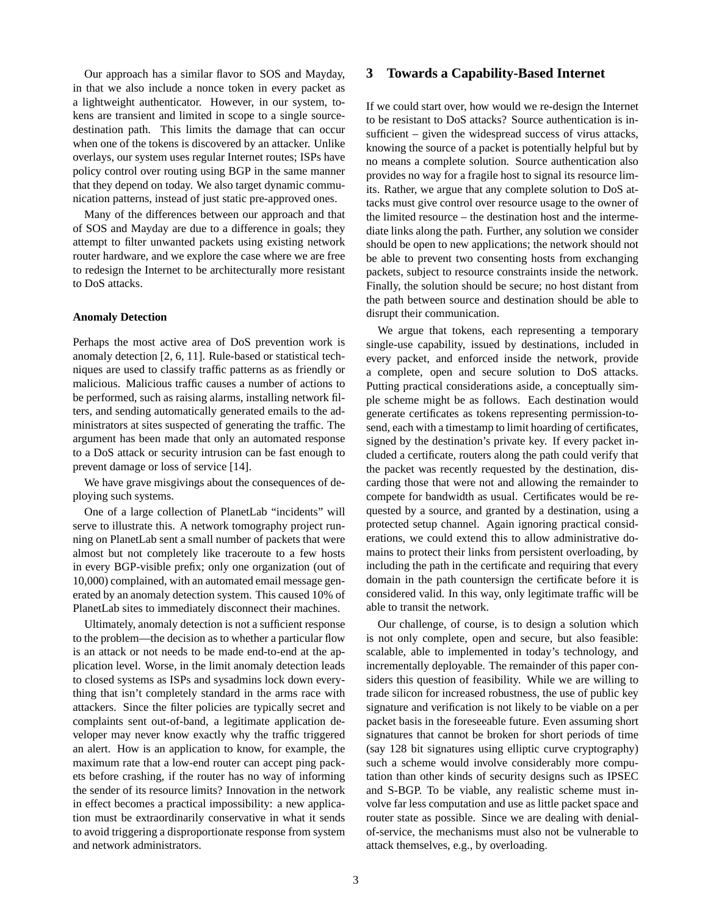Our approach has a similar flavor to SOS and Mayday, in that we also include a nonce token in every packet as a lightweight authenticator. However, in our system, tokens are transient and limited in scope to a single source-destination path. This limits the damage that can occur when one of the tokens is discovered by an attacker. Unlike overlays, our system uses regular Internet routes; ISPs have policy control over routing using BGP in the same manner that they depend on today. We also target dynamic communication patterns, instead of just static pre-approved ones.

Many of the differences between our approach and that of SOS and Mayday are due to a difference in goals; they attempt to filter unwanted packets using existing network router hardware, and we explore the case where we are free to redesign the Internet to be architecturally more resistant to DoS attacks.

**Anomaly Detection**

Perhaps the most active area of DoS prevention work is anomaly detection [2, 6, 11]. Rule-based or statistical techniques are used to classify traffic patterns as as friendly or malicious. Malicious traffic causes a number of actions to be performed, such as raising alarms, installing network filters, and sending automatically generated emails to the administrators at sites suspected of generating the traffic. The argument has been made that only an automated response to a DoS attack or security intrusion can be fast enough to prevent damage or loss of service [14].

We have grave misgivings about the consequences of deploying such systems.

One of a large collection of PlanetLab "incidents" will serve to illustrate this. A network tomography project running on PlanetLab sent a small number of packets that were almost but not completely like traceroute to a few hosts in every BGP-visible prefix; only one organization (out of 10,000) complained, with an automated email message generated by an anomaly detection system. This caused 10% of PlanetLab sites to immediately disconnect their machines.

Ultimately, anomaly detection is not a sufficient response to the problem—the decision as to whether a particular flow is an attack or not needs to be made end-to-end at the application level. Worse, in the limit anomaly detection leads to closed systems as ISPs and sysadmins lock down everything that isn't completely standard in the arms race with attackers. Since the filter policies are typically secret and complaints sent out-of-band, a legitimate application developer may never know exactly why the traffic triggered an alert. How is an application to know, for example, the maximum rate that a low-end router can accept ping packets before crashing, if the router has no way of informing the sender of its resource limits? Innovation in the network in effect becomes a practical impossibility: a new application must be extraordinarily conservative in what it sends to avoid triggering a disproportionate response from system and network administrators.

# 3 Towards a Capability-Based Internet

If we could start over, how would we re-design the Internet to be resistant to DoS attacks? Source authentication is insufficient – given the widespread success of virus attacks, knowing the source of a packet is potentially helpful but by no means a complete solution. Source authentication also provides no way for a fragile host to signal its resource limits. Rather, we argue that any complete solution to DoS attacks must give control over resource usage to the owner of the limited resource – the destination host and the intermediate links along the path. Further, any solution we consider should be open to new applications; the network should not be able to prevent two consenting hosts from exchanging packets, subject to resource constraints inside the network. Finally, the solution should be secure; no host distant from the path between source and destination should be able to disrupt their communication.

We argue that tokens, each representing a temporary single-use capability, issued by destinations, included in every packet, and enforced inside the network, provide a complete, open and secure solution to DoS attacks. Putting practical considerations aside, a conceptually simple scheme might be as follows. Each destination would generate certificates as tokens representing permission-to-send, each with a timestamp to limit hoarding of certificates, signed by the destination's private key. If every packet included a certificate, routers along the path could verify that the packet was recently requested by the destination, discarding those that were not and allowing the remainder to compete for bandwidth as usual. Certificates would be requested by a source, and granted by a destination, using a protected setup channel. Again ignoring practical considerations, we could extend this to allow administrative domains to protect their links from persistent overloading, by including the path in the certificate and requiring that every domain in the path countersign the certificate before it is considered valid. In this way, only legitimate traffic will be able to transit the network.

Our challenge, of course, is to design a solution which is not only complete, open and secure, but also feasible: scalable, able to implemented in today's technology, and incrementally deployable. The remainder of this paper considers this question of feasibility. While we are willing to trade silicon for increased robustness, the use of public key signature and verification is not likely to be viable on a per packet basis in the foreseeable future. Even assuming short signatures that cannot be broken for short periods of time (say 128 bit signatures using elliptic curve cryptography) such a scheme would involve considerably more computation than other kinds of security designs such as IPSEC and S-BGP. To be viable, any realistic scheme must involve far less computation and use as little packet space and router state as possible. Since we are dealing with denial-of-service, the mechanisms must also not be vulnerable to attack themselves, e.g., by overloading.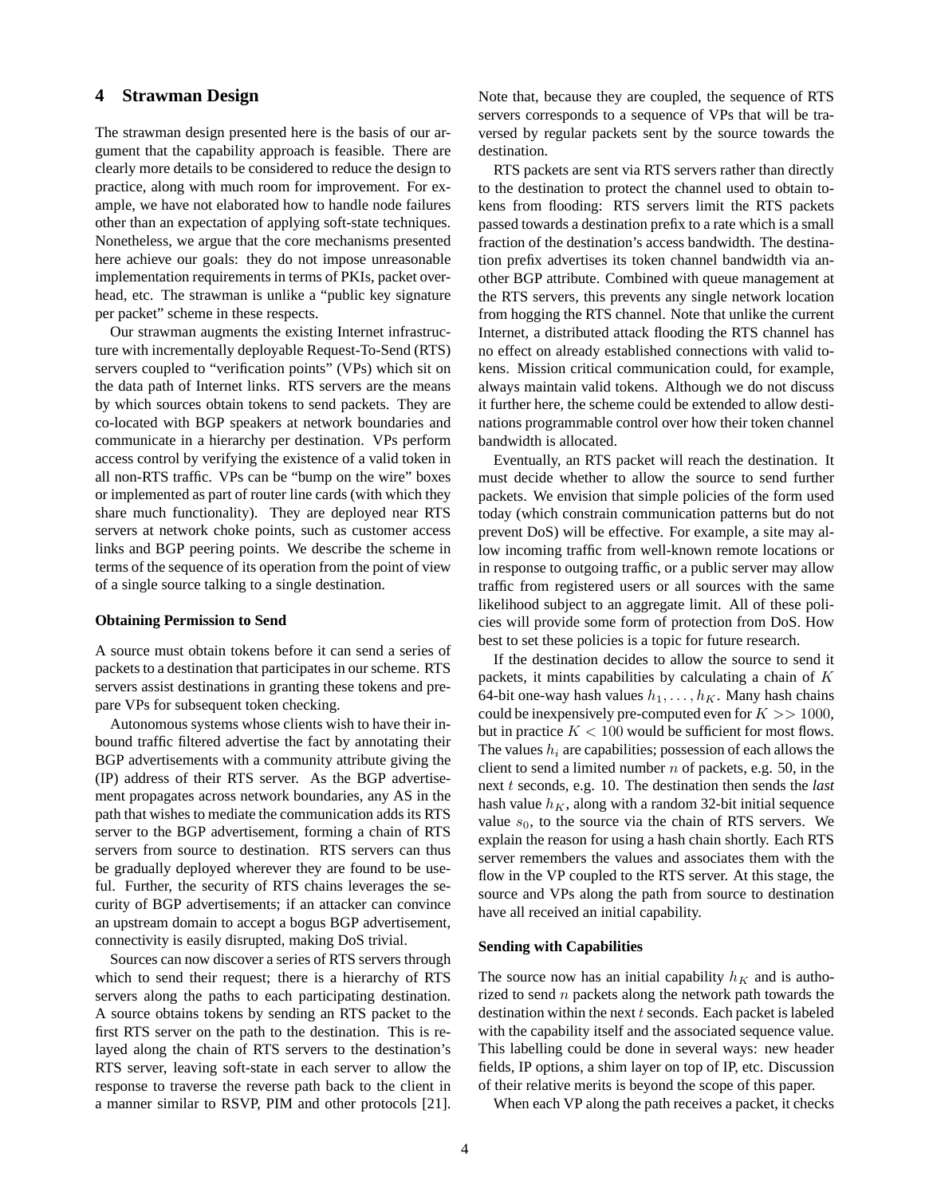## 4 Strawman Design

The strawman design presented here is the basis of our argument that the capability approach is feasible. There are clearly more details to be considered to reduce the design to practice, along with much room for improvement. For example, we have not elaborated how to handle node failures other than an expectation of applying soft-state techniques. Nonetheless, we argue that the core mechanisms presented here achieve our goals: they do not impose unreasonable implementation requirements in terms of PKIs, packet overhead, etc. The strawman is unlike a "public key signature per packet" scheme in these respects.

Our strawman augments the existing Internet infrastructure with incrementally deployable Request-To-Send (RTS) servers coupled to "verification points" (VPs) which sit on the data path of Internet links. RTS servers are the means by which sources obtain tokens to send packets. They are co-located with BGP speakers at network boundaries and communicate in a hierarchy per destination. VPs perform access control by verifying the existence of a valid token in all non-RTS traffic. VPs can be "bump on the wire" boxes or implemented as part of router line cards (with which they share much functionality). They are deployed near RTS servers at network choke points, such as customer access links and BGP peering points. We describe the scheme in terms of the sequence of its operation from the point of view of a single source talking to a single destination.

#### Obtaining Permission to Send

A source must obtain tokens before it can send a series of packets to a destination that participates in our scheme. RTS servers assist destinations in granting these tokens and prepare VPs for subsequent token checking.

Autonomous systems whose clients wish to have their inbound traffic filtered advertise the fact by annotating their BGP advertisements with a community attribute giving the (IP) address of their RTS server. As the BGP advertisement propagates across network boundaries, any AS in the path that wishes to mediate the communication adds its RTS server to the BGP advertisement, forming a chain of RTS servers from source to destination. RTS servers can thus be gradually deployed wherever they are found to be useful. Further, the security of RTS chains leverages the security of BGP advertisements; if an attacker can convince an upstream domain to accept a bogus BGP advertisement, connectivity is easily disrupted, making DoS trivial.

Sources can now discover a series of RTS servers through which to send their request; there is a hierarchy of RTS servers along the paths to each participating destination. A source obtains tokens by sending an RTS packet to the first RTS server on the path to the destination. This is relayed along the chain of RTS servers to the destination's RTS server, leaving soft-state in each server to allow the response to traverse the reverse path back to the client in a manner similar to RSVP, PIM and other protocols [21]. Note that, because they are coupled, the sequence of RTS servers corresponds to a sequence of VPs that will be traversed by regular packets sent by the source towards the destination.

RTS packets are sent via RTS servers rather than directly to the destination to protect the channel used to obtain tokens from flooding: RTS servers limit the RTS packets passed towards a destination prefix to a rate which is a small fraction of the destination's access bandwidth. The destination prefix advertises its token channel bandwidth via another BGP attribute. Combined with queue management at the RTS servers, this prevents any single network location from hogging the RTS channel. Note that unlike the current Internet, a distributed attack flooding the RTS channel has no effect on already established connections with valid tokens. Mission critical communication could, for example, always maintain valid tokens. Although we do not discuss it further here, the scheme could be extended to allow destinations programmable control over how their token channel bandwidth is allocated.

Eventually, an RTS packet will reach the destination. It must decide whether to allow the source to send further packets. We envision that simple policies of the form used today (which constrain communication patterns but do not prevent DoS) will be effective. For example, a site may allow incoming traffic from well-known remote locations or in response to outgoing traffic, or a public server may allow traffic from registered users or all sources with the same likelihood subject to an aggregate limit. All of these policies will provide some form of protection from DoS. How best to set these policies is a topic for future research.

If the destination decides to allow the source to send it packets, it mints capabilities by calculating a chain of $K$ 64-bit one-way hash values $h_1, \ldots, h_K$. Many hash chains could be inexpensively pre-computed even for $K >> 1000$, but in practice $K < 100$ would be sufficient for most flows. The values $h_i$ are capabilities; possession of each allows the client to send a limited number $n$ of packets, e.g. 50, in the next $t$ seconds, e.g. 10. The destination then sends the *last* hash value $h_K$, along with a random 32-bit initial sequence value $s_0$, to the source via the chain of RTS servers. We explain the reason for using a hash chain shortly. Each RTS server remembers the values and associates them with the flow in the VP coupled to the RTS server. At this stage, the source and VPs along the path from source to destination have all received an initial capability.

#### Sending with Capabilities

The source now has an initial capability $h_K$ and is authorized to send $n$ packets along the network path towards the destination within the next $t$ seconds. Each packet is labeled with the capability itself and the associated sequence value. This labelling could be done in several ways: new header fields, IP options, a shim layer on top of IP, etc. Discussion of their relative merits is beyond the scope of this paper.

When each VP along the path receives a packet, it checks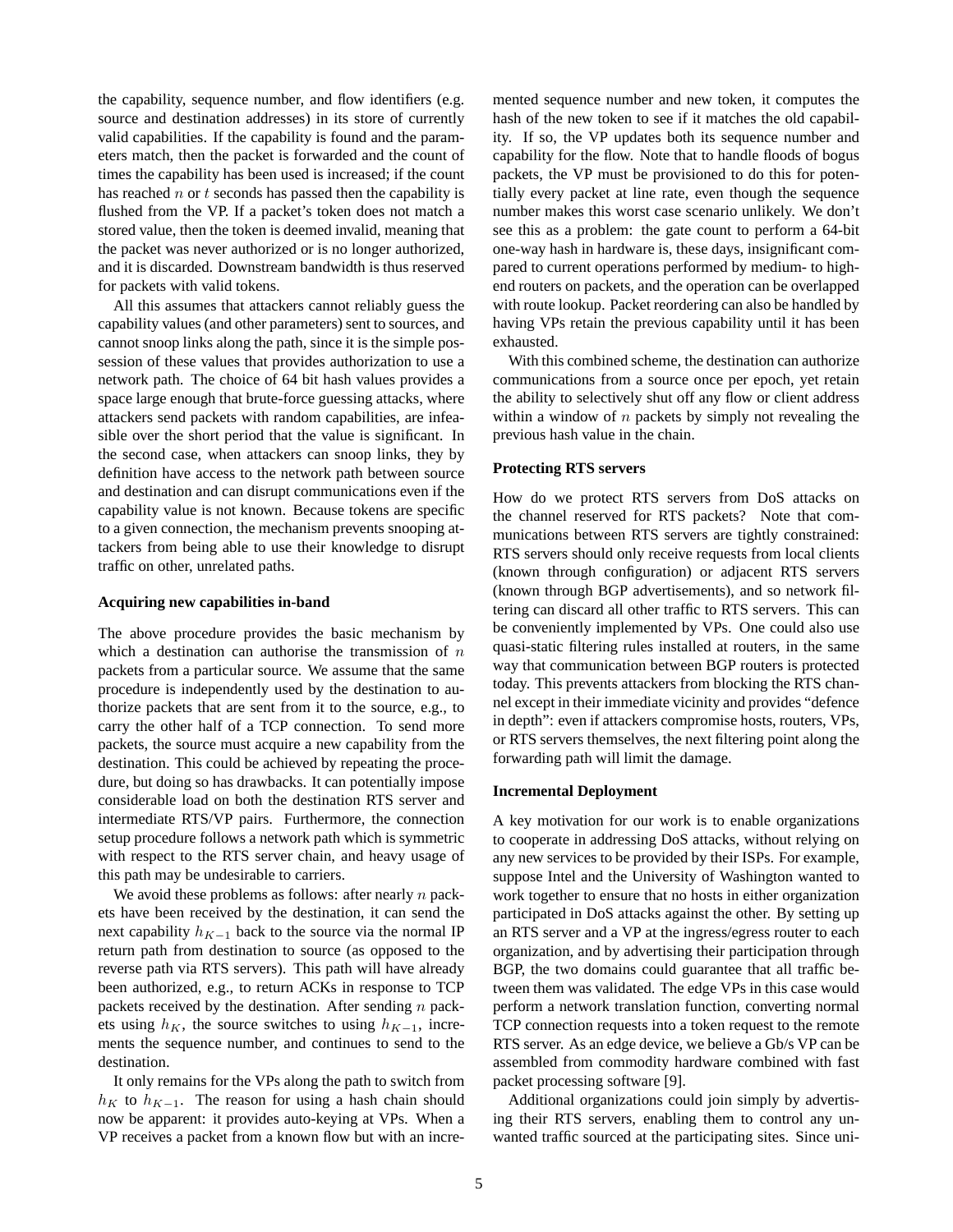the capability, sequence number, and flow identifiers (e.g. source and destination addresses) in its store of currently valid capabilities. If the capability is found and the parameters match, then the packet is forwarded and the count of times the capability has been used is increased; if the count has reached $n$ or $t$ seconds has passed then the capability is flushed from the VP. If a packet's token does not match a stored value, then the token is deemed invalid, meaning that the packet was never authorized or is no longer authorized, and it is discarded. Downstream bandwidth is thus reserved for packets with valid tokens.

All this assumes that attackers cannot reliably guess the capability values (and other parameters) sent to sources, and cannot snoop links along the path, since it is the simple possession of these values that provides authorization to use a network path. The choice of 64 bit hash values provides a space large enough that brute-force guessing attacks, where attackers send packets with random capabilities, are infeasible over the short period that the value is significant. In the second case, when attackers can snoop links, they by definition have access to the network path between source and destination and can disrupt communications even if the capability value is not known. Because tokens are specific to a given connection, the mechanism prevents snooping attackers from being able to use their knowledge to disrupt traffic on other, unrelated paths.

**Acquiring new capabilities in-band**

The above procedure provides the basic mechanism by which a destination can authorise the transmission of $n$ packets from a particular source. We assume that the same procedure is independently used by the destination to authorize packets that are sent from it to the source, e.g., to carry the other half of a TCP connection. To send more packets, the source must acquire a new capability from the destination. This could be achieved by repeating the procedure, but doing so has drawbacks. It can potentially impose considerable load on both the destination RTS server and intermediate RTS/VP pairs. Furthermore, the connection setup procedure follows a network path which is symmetric with respect to the RTS server chain, and heavy usage of this path may be undesirable to carriers.

We avoid these problems as follows: after nearly $n$ packets have been received by the destination, it can send the next capability $h_{K-1}$ back to the source via the normal IP return path from destination to source (as opposed to the reverse path via RTS servers). This path will have already been authorized, e.g., to return ACKs in response to TCP packets received by the destination. After sending $n$ packets using $h_K$, the source switches to using $h_{K-1}$, increments the sequence number, and continues to send to the destination.

It only remains for the VPs along the path to switch from $h_K$ to $h_{K-1}$. The reason for using a hash chain should now be apparent: it provides auto-keying at VPs. When a VP receives a packet from a known flow but with an incremented sequence number and new token, it computes the hash of the new token to see if it matches the old capability. If so, the VP updates both its sequence number and capability for the flow. Note that to handle floods of bogus packets, the VP must be provisioned to do this for potentially every packet at line rate, even though the sequence number makes this worst case scenario unlikely. We don't see this as a problem: the gate count to perform a 64-bit one-way hash in hardware is, these days, insignificant compared to current operations performed by medium- to high-end routers on packets, and the operation can be overlapped with route lookup. Packet reordering can also be handled by having VPs retain the previous capability until it has been exhausted.

With this combined scheme, the destination can authorize communications from a source once per epoch, yet retain the ability to selectively shut off any flow or client address within a window of $n$ packets by simply not revealing the previous hash value in the chain.

**Protecting RTS servers**

How do we protect RTS servers from DoS attacks on the channel reserved for RTS packets? Note that communications between RTS servers are tightly constrained: RTS servers should only receive requests from local clients (known through configuration) or adjacent RTS servers (known through BGP advertisements), and so network filtering can discard all other traffic to RTS servers. This can be conveniently implemented by VPs. One could also use quasi-static filtering rules installed at routers, in the same way that communication between BGP routers is protected today. This prevents attackers from blocking the RTS channel except in their immediate vicinity and provides "defence in depth": even if attackers compromise hosts, routers, VPs, or RTS servers themselves, the next filtering point along the forwarding path will limit the damage.

**Incremental Deployment**

A key motivation for our work is to enable organizations to cooperate in addressing DoS attacks, without relying on any new services to be provided by their ISPs. For example, suppose Intel and the University of Washington wanted to work together to ensure that no hosts in either organization participated in DoS attacks against the other. By setting up an RTS server and a VP at the ingress/egress router to each organization, and by advertising their participation through BGP, the two domains could guarantee that all traffic between them was validated. The edge VPs in this case would perform a network translation function, converting normal TCP connection requests into a token request to the remote RTS server. As an edge device, we believe a Gb/s VP can be assembled from commodity hardware combined with fast packet processing software [9].

Additional organizations could join simply by advertising their RTS servers, enabling them to control any unwanted traffic sourced at the participating sites. Since uni-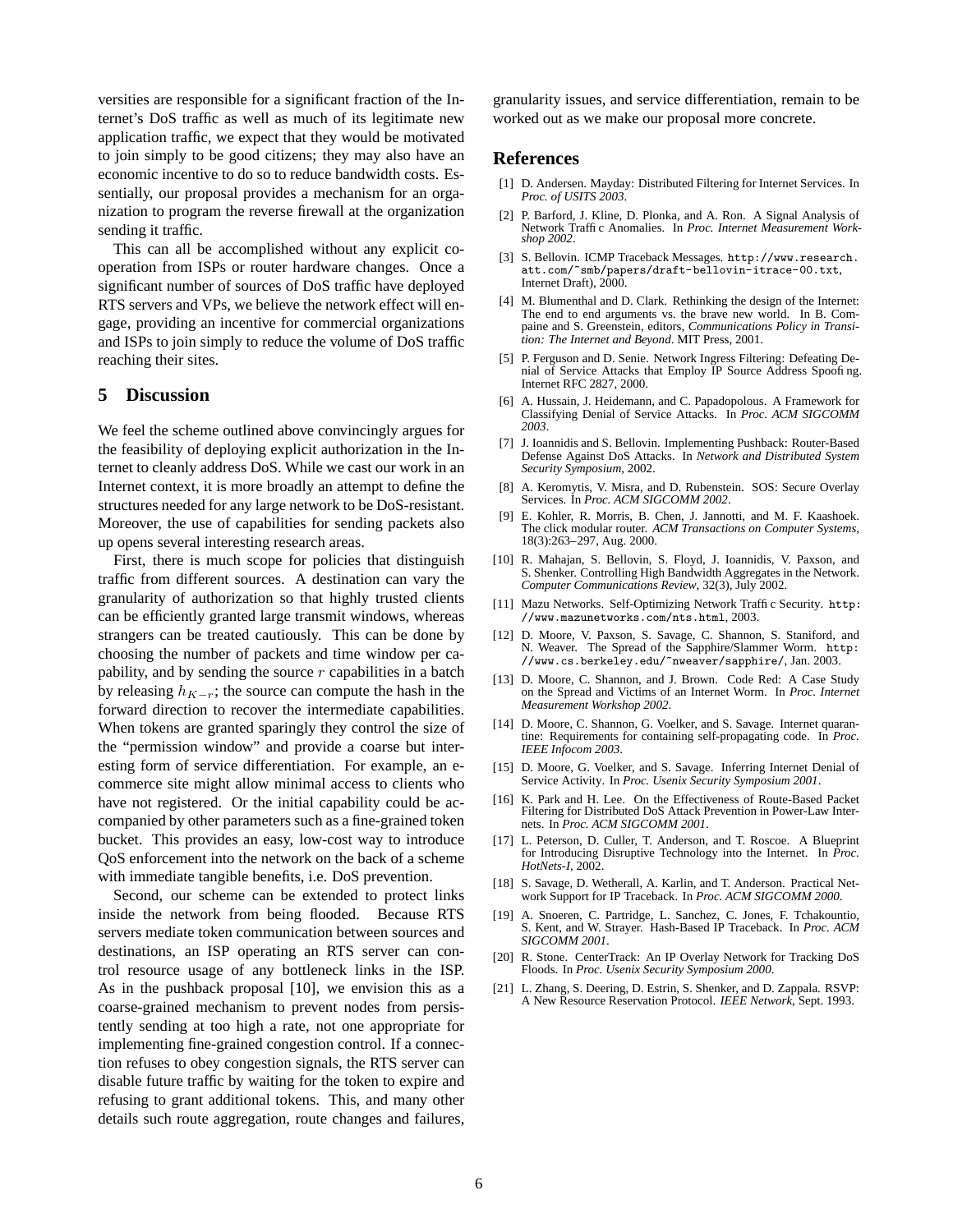versities are responsible for a significant fraction of the Internet's DoS traffic as well as much of its legitimate new application traffic, we expect that they would be motivated to join simply to be good citizens; they may also have an economic incentive to do so to reduce bandwidth costs. Essentially, our proposal provides a mechanism for an organization to program the reverse firewall at the organization sending it traffic.

This can all be accomplished without any explicit cooperation from ISPs or router hardware changes. Once a significant number of sources of DoS traffic have deployed RTS servers and VPs, we believe the network effect will engage, providing an incentive for commercial organizations and ISPs to join simply to reduce the volume of DoS traffic reaching their sites.

## 5 Discussion

We feel the scheme outlined above convincingly argues for the feasibility of deploying explicit authorization in the Internet to cleanly address DoS. While we cast our work in an Internet context, it is more broadly an attempt to define the structures needed for any large network to be DoS-resistant. Moreover, the use of capabilities for sending packets also up opens several interesting research areas.

First, there is much scope for policies that distinguish traffic from different sources. A destination can vary the granularity of authorization so that highly trusted clients can be efficiently granted large transmit windows, whereas strangers can be treated cautiously. This can be done by choosing the number of packets and time window per capability, and by sending the source $r$ capabilities in a batch by releasing $h_{K-r}$; the source can compute the hash in the forward direction to recover the intermediate capabilities. When tokens are granted sparingly they control the size of the "permission window" and provide a coarse but interesting form of service differentiation. For example, an e-commerce site might allow minimal access to clients who have not registered. Or the initial capability could be accompanied by other parameters such as a fine-grained token bucket. This provides an easy, low-cost way to introduce QoS enforcement into the network on the back of a scheme with immediate tangible benefits, i.e. DoS prevention.

Second, our scheme can be extended to protect links inside the network from being flooded. Because RTS servers mediate token communication between sources and destinations, an ISP operating an RTS server can control resource usage of any bottleneck links in the ISP. As in the pushback proposal [10], we envision this as a coarse-grained mechanism to prevent nodes from persistently sending at too high a rate, not one appropriate for implementing fine-grained congestion control. If a connection refuses to obey congestion signals, the RTS server can disable future traffic by waiting for the token to expire and refusing to grant additional tokens. This, and many other details such route aggregation, route changes and failures, granularity issues, and service differentiation, remain to be worked out as we make our proposal more concrete.

## References

[1] D. Andersen. Mayday: Distributed Filtering for Internet Services. In *Proc. of USITS 2003*.

[2] P. Barford, J. Kline, D. Plonka, and A. Ron. A Signal Analysis of Network Traffic Anomalies. In *Proc. Internet Measurement Workshop 2002*.

[3] S. Bellovin. ICMP Traceback Messages. http://www.research.att.com/~smb/papers/draft-bellovin-itrace-00.txt, Internet Draft), 2000.

[4] M. Blumenthal and D. Clark. Rethinking the design of the Internet: The end to end arguments vs. the brave new world. In B. Compaine and S. Greenstein, editors, *Communications Policy in Transition: The Internet and Beyond*. MIT Press, 2001.

[5] P. Ferguson and D. Senie. Network Ingress Filtering: Defeating Denial of Service Attacks that Employ IP Source Address Spoofing. Internet RFC 2827, 2000.

[6] A. Hussain, J. Heidemann, and C. Papadopolous. A Framework for Classifying Denial of Service Attacks. In *Proc. ACM SIGCOMM 2003*.

[7] J. Ioannidis and S. Bellovin. Implementing Pushback: Router-Based Defense Against DoS Attacks. In *Network and Distributed System Security Symposium*, 2002.

[8] A. Keromytis, V. Misra, and D. Rubenstein. SOS: Secure Overlay Services. In *Proc. ACM SIGCOMM 2002*.

[9] E. Kohler, R. Morris, B. Chen, J. Jannotti, and M. F. Kaashoek. The click modular router. *ACM Transactions on Computer Systems*, 18(3):263–297, Aug. 2000.

[10] R. Mahajan, S. Bellovin, S. Floyd, J. Ioannidis, V. Paxson, and S. Shenker. Controlling High Bandwidth Aggregates in the Network. *Computer Communications Review*, 32(3), July 2002.

[11] Mazu Networks. Self-Optimizing Network Traffic Security. http://www.mazunetworks.com/nts.html, 2003.

[12] D. Moore, V. Paxson, S. Savage, C. Shannon, S. Staniford, and N. Weaver. The Spread of the Sapphire/Slammer Worm. http://www.cs.berkeley.edu/~nweaver/sapphire/, Jan. 2003.

[13] D. Moore, C. Shannon, and J. Brown. Code Red: A Case Study on the Spread and Victims of an Internet Worm. In *Proc. Internet Measurement Workshop 2002*.

[14] D. Moore, C. Shannon, G. Voelker, and S. Savage. Internet quarantine: Requirements for containing self-propagating code. In *Proc. IEEE Infocom 2003*.

[15] D. Moore, G. Voelker, and S. Savage. Inferring Internet Denial of Service Activity. In *Proc. Usenix Security Symposium 2001*.

[16] K. Park and H. Lee. On the Effectiveness of Route-Based Packet Filtering for Distributed DoS Attack Prevention in Power-Law Internets. In *Proc. ACM SIGCOMM 2001*.

[17] L. Peterson, D. Culler, T. Anderson, and T. Roscoe. A Blueprint for Introducing Disruptive Technology into the Internet. In *Proc. HotNets-I*, 2002.

[18] S. Savage, D. Wetherall, A. Karlin, and T. Anderson. Practical Network Support for IP Traceback. In *Proc. ACM SIGCOMM 2000*.

[19] A. Snoeren, C. Partridge, L. Sanchez, C. Jones, F. Tchakountio, S. Kent, and W. Strayer. Hash-Based IP Traceback. In *Proc. ACM SIGCOMM 2001*.

[20] R. Stone. CenterTrack: An IP Overlay Network for Tracking DoS Floods. In *Proc. Usenix Security Symposium 2000*.

[21] L. Zhang, S. Deering, D. Estrin, S. Shenker, and D. Zappala. RSVP: A New Resource Reservation Protocol. *IEEE Network*, Sept. 1993.